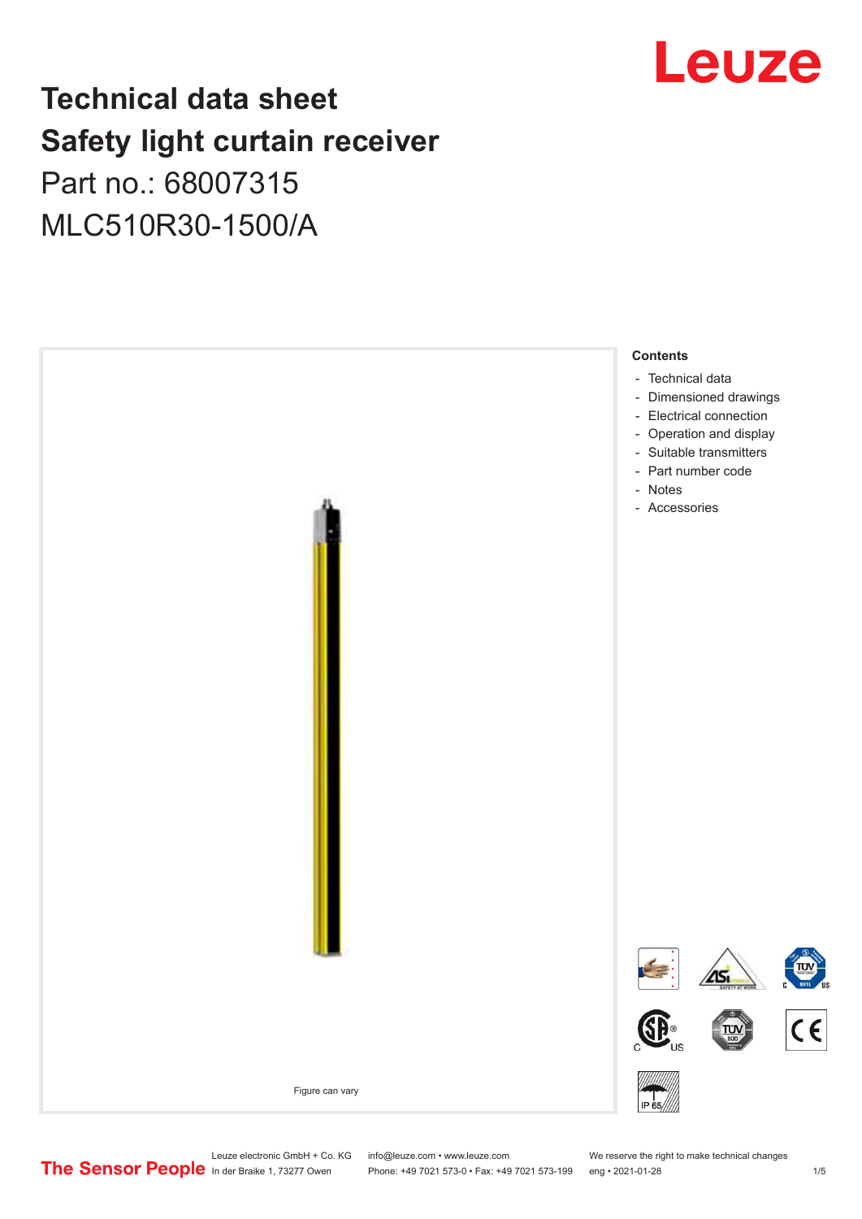# Technical data sheet
# Safety light curtain receiver

Part no.: 68007315

MLC510R30-1500/A

Figure can vary

**Contents**

- Technical data
- Dimensioned drawings
- Electrical connection
- Operation and display
- Suitable transmitters
- Part number code
- Notes
- Accessories

Leuze electronic GmbH + Co. KG
In der Braike 1, 73277 Owen

info@leuze.com • www.leuze.com
Phone: +49 7021 573-0 • Fax: +49 7021 573-199

We reserve the right to make technical changes
eng • 2021-01-28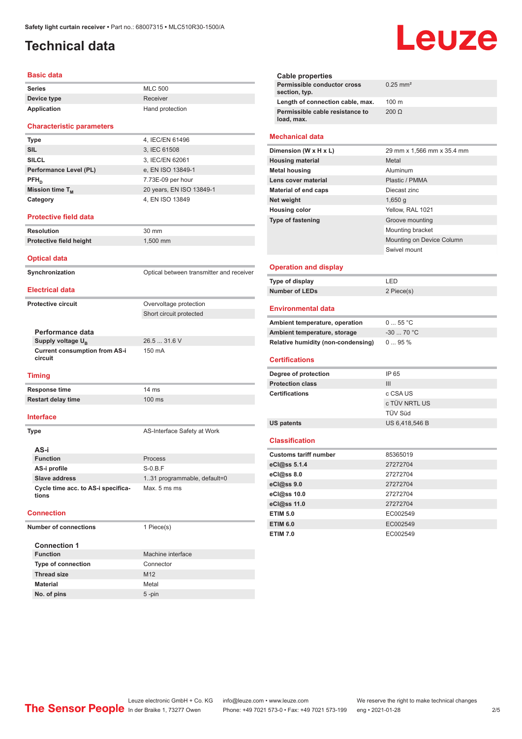# Technical data

## Basic data

| | |
|---|---|
| Series | MLC 500 |
| Device type | Receiver |
| Application | Hand protection |

## Characteristic parameters

| | |
|---|---|
| Type | 4, IEC/EN 61496 |
| SIL | 3, IEC 61508 |
| SILCL | 3, IEC/EN 62061 |
| Performance Level (PL) | e, EN ISO 13849-1 |
| $PFH_D$ | 7.73E-09 per hour |
| Mission time $T_M$ | 20 years, EN ISO 13849-1 |
| Category | 4, EN ISO 13849 |

## Protective field data

| | |
|---|---|
| Resolution | 30 mm |
| Protective field height | 1,500 mm |

## Optical data

| | |
|---|---|
| Synchronization | Optical between transmitter and receiver |

## Electrical data

| | |
|---|---|
| Protective circuit | Overvoltage protection |
| | Short circuit protected |

### Performance data

| | |
|---|---|
| Supply voltage $U_B$ | 26.5 ... 31.6 V |
| Current consumption from AS-i circuit | 150 mA |

## Timing

| | |
|---|---|
| Response time | 14 ms |
| Restart delay time | 100 ms |

## Interface

| | |
|---|---|
| Type | AS-Interface Safety at Work |

### AS-i

| | |
|---|---|
| Function | Process |
| AS-i profile | S-0.B.F |
| Slave address | 1..31 programmable, default=0 |
| Cycle time acc. to AS-i specifications | Max. 5 ms ms |

## Connection

| | |
|---|---|
| Number of connections | 1 Piece(s) |

### Connection 1

| | |
|---|---|
| Function | Machine interface |
| Type of connection | Connector |
| Thread size | M12 |
| Material | Metal |
| No. of pins | 5 -pin |

### Cable properties

| | |
|---|---|
| Permissible conductor cross section, typ. | 0.25 mm² |
| Length of connection cable, max. | 100 m |
| Permissible cable resistance to load, max. | 200 Ω |

## Mechanical data

| | |
|---|---|
| Dimension (W x H x L) | 29 mm x 1,566 mm x 35.4 mm |
| Housing material | Metal |
| Metal housing | Aluminum |
| Lens cover material | Plastic / PMMA |
| Material of end caps | Diecast zinc |
| Net weight | 1,650 g |
| Housing color | Yellow, RAL 1021 |
| Type of fastening | Groove mounting |
| | Mounting bracket |
| | Mounting on Device Column |
| | Swivel mount |

## Operation and display

| | |
|---|---|
| Type of display | LED |
| Number of LEDs | 2 Piece(s) |

## Environmental data

| | |
|---|---|
| Ambient temperature, operation | 0 ... 55 °C |
| Ambient temperature, storage | -30 ... 70 °C |
| Relative humidity (non-condensing) | 0 ... 95 % |

## Certifications

| | |
|---|---|
| Degree of protection | IP 65 |
| Protection class | III |
| Certifications | c CSA US |
| | c TÜV NRTL US |
| | TÜV Süd |
| US patents | US 6,418,546 B |

## Classification

| | |
|---|---|
| Customs tariff number | 85365019 |
| eCl@ss 5.1.4 | 27272704 |
| eCl@ss 8.0 | 27272704 |
| eCl@ss 9.0 | 27272704 |
| eCl@ss 10.0 | 27272704 |
| eCl@ss 11.0 | 27272704 |
| ETIM 5.0 | EC002549 |
| ETIM 6.0 | EC002549 |
| ETIM 7.0 | EC002549 |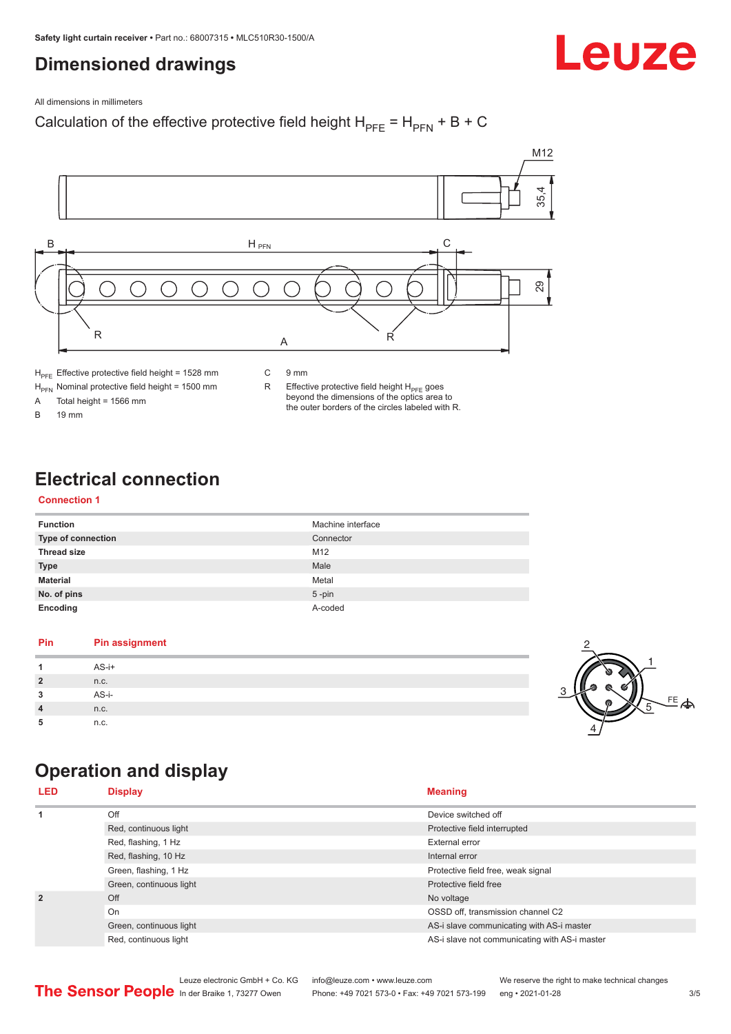# Dimensioned drawings

All dimensions in millimeters

Calculation of the effective protective field height $H_{PFE} = H_{PFN} + B + C$

| | | | |
|---|---|---|---|
| $H_{PFE}$ | Effective protective field height = 1528 mm | C | 9 mm |
| $H_{PFN}$ | Nominal protective field height = 1500 mm | R | Effective protective field height $H_{PFE}$ goes beyond the dimensions of the optics area to the outer borders of the circles labeled with R. |
| A | Total height = 1566 mm | | |
| B | 19 mm | | |

# Electrical connection

## Connection 1

| | |
|---|---|
| **Function** | Machine interface |
| **Type of connection** | Connector |
| **Thread size** | M12 |
| **Type** | Male |
| **Material** | Metal |
| **No. of pins** | 5 -pin |
| **Encoding** | A-coded |

| Pin | Pin assignment |
|---|---|
| 1 | AS-i+ |
| 2 | n.c. |
| 3 | AS-i- |
| 4 | n.c. |
| 5 | n.c. |

# Operation and display

| LED | Display | Meaning |
|---|---|---|
| 1 | Off | Device switched off |
| | Red, continuous light | Protective field interrupted |
| | Red, flashing, 1 Hz | External error |
| | Red, flashing, 10 Hz | Internal error |
| | Green, flashing, 1 Hz | Protective field free, weak signal |
| | Green, continuous light | Protective field free |
| 2 | Off | No voltage |
| | On | OSSD off, transmission channel C2 |
| | Green, continuous light | AS-i slave communicating with AS-i master |
| | Red, continuous light | AS-i slave not communicating with AS-i master |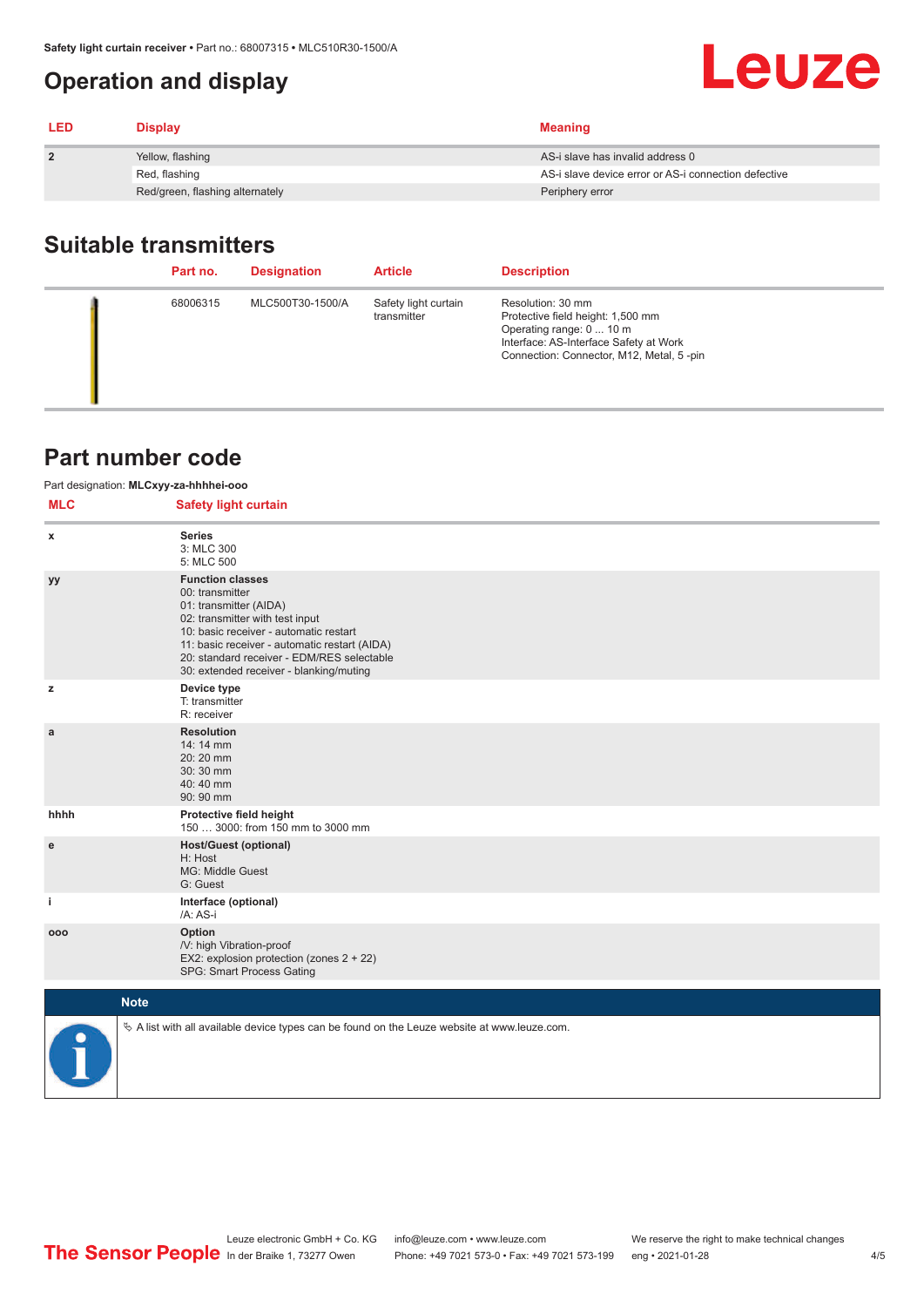## Operation and display

| LED | Display | Meaning |
|---|---|---|
| 2 | Yellow, flashing | AS-i slave has invalid address 0 |
| | Red, flashing | AS-i slave device error or AS-i connection defective |
| | Red/green, flashing alternately | Periphery error |

## Suitable transmitters

| | Part no. | Designation | Article | Description |
|---|---|---|---|---|
| | 68006315 | MLC500T30-1500/A | Safety light curtain transmitter | Resolution: 30 mm<br>Protective field height: 1,500 mm<br>Operating range: 0 ... 10 m<br>Interface: AS-Interface Safety at Work<br>Connection: Connector, M12, Metal, 5 -pin |

## Part number code

Part designation: **MLCxyy-za-hhhhei-ooo**

| MLC | Safety light curtain |
|---|---|
| x | **Series**<br>3: MLC 300<br>5: MLC 500 |
| yy | **Function classes**<br>00: transmitter<br>01: transmitter (AIDA)<br>02: transmitter with test input<br>10: basic receiver - automatic restart<br>11: basic receiver - automatic restart (AIDA)<br>20: standard receiver - EDM/RES selectable<br>30: extended receiver - blanking/muting |
| z | **Device type**<br>T: transmitter<br>R: receiver |
| a | **Resolution**<br>14: 14 mm<br>20: 20 mm<br>30: 30 mm<br>40: 40 mm<br>90: 90 mm |
| hhhh | **Protective field height**<br>150 … 3000: from 150 mm to 3000 mm |
| e | **Host/Guest (optional)**<br>H: Host<br>MG: Middle Guest<br>G: Guest |
| i | **Interface (optional)**<br>/A: AS-i |
| ooo | **Option**<br>/V: high Vibration-proof<br>EX2: explosion protection (zones 2 + 22)<br>SPG: Smart Process Gating |

**Note**

↳ A list with all available device types can be found on the Leuze website at www.leuze.com.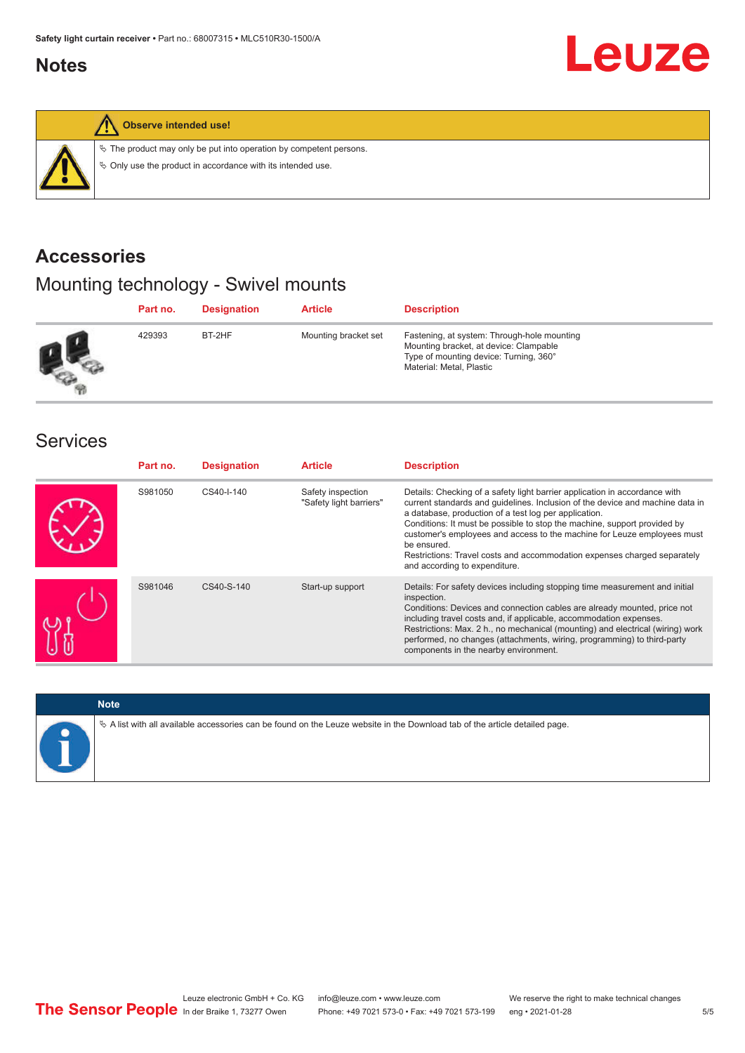## Notes

**Observe intended use!**

- ✎ The product may only be put into operation by competent persons.
- ✎ Only use the product in accordance with its intended use.

## Accessories

### Mounting technology - Swivel mounts

| | Part no. | Designation | Article | Description |
|---|---|---|---|---|
| | 429393 | BT-2HF | Mounting bracket set | Fastening, at system: Through-hole mounting<br>Mounting bracket, at device: Clampable<br>Type of mounting device: Turning, 360°<br>Material: Metal, Plastic |

### Services

| | Part no. | Designation | Article | Description |
|---|---|---|---|---|
| | S981050 | CS40-I-140 | Safety inspection "Safety light barriers" | Details: Checking of a safety light barrier application in accordance with current standards and guidelines. Inclusion of the device and machine data in a database, production of a test log per application.<br>Conditions: It must be possible to stop the machine, support provided by customer's employees and access to the machine for Leuze employees must be ensured.<br>Restrictions: Travel costs and accommodation expenses charged separately and according to expenditure. |
| | S981046 | CS40-S-140 | Start-up support | Details: For safety devices including stopping time measurement and initial inspection.<br>Conditions: Devices and connection cables are already mounted, price not including travel costs and, if applicable, accommodation expenses.<br>Restrictions: Max. 2 h., no mechanical (mounting) and electrical (wiring) work performed, no changes (attachments, wiring, programming) to third-party components in the nearby environment. |

**Note**

- ✎ A list with all available accessories can be found on the Leuze website in the Download tab of the article detailed page.